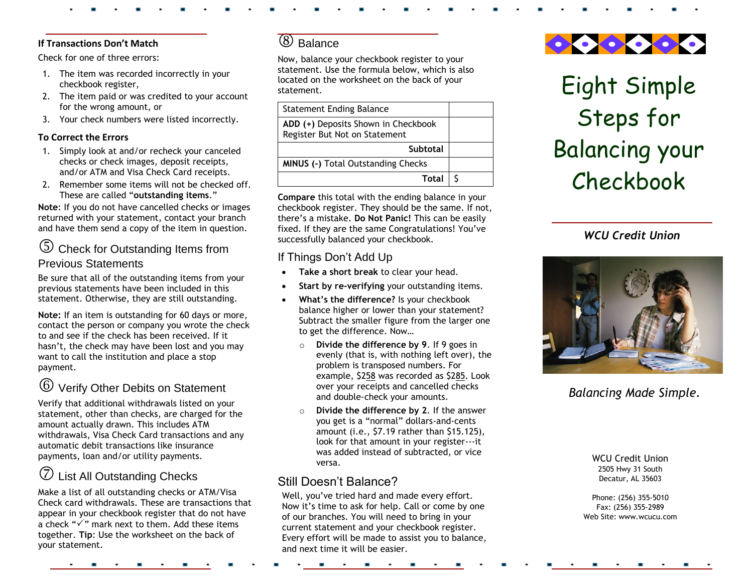### If Transactions Don't Match

Check for one of three errors:

1. The item was recorded incorrectly in your checkbook register,
2. The item paid or was credited to your account for the wrong amount, or
3. Your check numbers were listed incorrectly.

### To Correct the Errors

1. Simply look at and/or recheck your canceled checks or check images, deposit receipts, and/or ATM and Visa Check Card receipts.
2. Remember some items will not be checked off. These are called "**outstanding items**."

**Note**: If you do not have cancelled checks or images returned with your statement, contact your branch and have them send a copy of the item in question.

## ⑤ Check for Outstanding Items from Previous Statements

Be sure that all of the outstanding items from your previous statements have been included in this statement. Otherwise, they are still outstanding.

**Note:** If an item is outstanding for 60 days or more, contact the person or company you wrote the check to and see if the check has been received. If it hasn't, the check may have been lost and you may want to call the institution and place a stop payment.

## ⑥ Verify Other Debits on Statement

Verify that additional withdrawals listed on your statement, other than checks, are charged for the amount actually drawn. This includes ATM withdrawals, Visa Check Card transactions and any automatic debit transactions like insurance payments, loan and/or utility payments.

## ⑦ List All Outstanding Checks

Make a list of all outstanding checks or ATM/Visa Check card withdrawals. These are transactions that appear in your checkbook register that do not have a check "✓" mark next to them. Add these items together. **Tip**: Use the worksheet on the back of your statement.

## ⑧ Balance

Now, balance your checkbook register to your statement. Use the formula below, which is also located on the worksheet on the back of your statement.

| Statement Ending Balance | |
|---|---|
| **ADD (+)** Deposits Shown in Checkbook Register But Not on Statement | |
| **Subtotal** | |
| **MINUS (-)** Total Outstanding Checks | |
| **Total** | $ |

**Compare** this total with the ending balance in your checkbook register. They should be the same. If not, there's a mistake. **Do Not Panic!** This can be easily fixed. If they are the same Congratulations! You've successfully balanced your checkbook.

## If Things Don't Add Up

- **Take a short break** to clear your head.
- **Start by re-verifying** your outstanding items.
- **What's the difference?** Is your checkbook balance higher or lower than your statement? Subtract the smaller figure from the larger one to get the difference. Now…
  - **Divide the difference by 9**. If 9 goes in evenly (that is, with nothing left over), the problem is transposed numbers. For example, $258 was recorded as $285. Look over your receipts and cancelled checks and double-check your amounts.
  - **Divide the difference by 2**. If the answer you get is a "normal" dollars-and-cents amount (i.e., $7.19 rather than $15.125), look for that amount in your register---it was added instead of subtracted, or vice versa.

## Still Doesn't Balance?

Well, you've tried hard and made every effort. Now it's time to ask for help. Call or come by one of our branches. You will need to bring in your current statement and your checkbook register. Every effort will be made to assist you to balance, and next time it will be easier.

# Eight Simple Steps for Balancing your Checkbook

***WCU Credit Union***

*Balancing Made Simple.*

WCU Credit Union
2505 Hwy 31 South
Decatur, AL 35603

Phone: (256) 355-5010
Fax: (256) 355-2989
Web Site: www.wcucu.com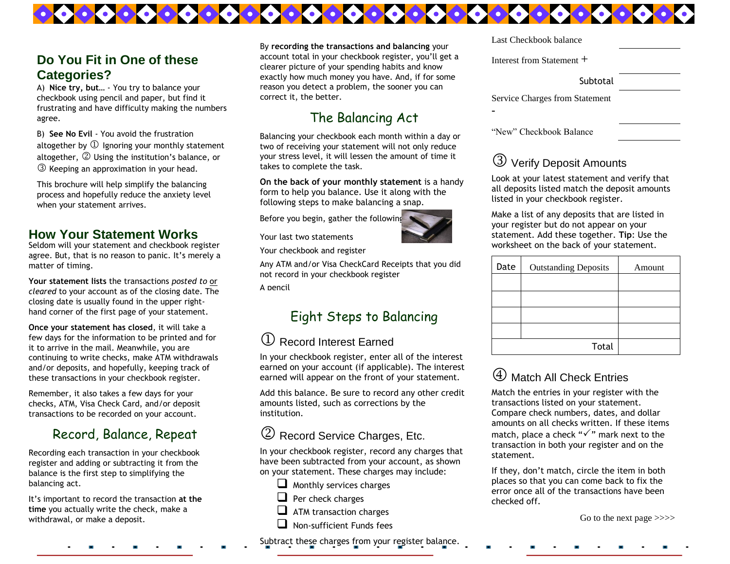## Do You Fit in One of these Categories?

A) **Nice try, but…** - You try to balance your checkbook using pencil and paper, but find it frustrating and have difficulty making the numbers agree.

B) **See No Evil** - You avoid the frustration altogether by ① Ignoring your monthly statement altogether, ② Using the institution's balance, or ③ Keeping an approximation in your head.

This brochure will help simplify the balancing process and hopefully reduce the anxiety level when your statement arrives.

## How Your Statement Works

Seldom will your statement and checkbook register agree. But, that is no reason to panic. It's merely a matter of timing.

**Your statement lists** the transactions *posted to* or *cleared* to your account as of the closing date. The closing date is usually found in the upper right-hand corner of the first page of your statement.

**Once your statement has closed**, it will take a few days for the information to be printed and for it to arrive in the mail. Meanwhile, you are continuing to write checks, make ATM withdrawals and/or deposits, and hopefully, keeping track of these transactions in your checkbook register.

Remember, it also takes a few days for your checks, ATM, Visa Check Card, and/or deposit transactions to be recorded on your account.

## Record, Balance, Repeat

Recording each transaction in your checkbook register and adding or subtracting it from the balance is the first step to simplifying the balancing act.

It's important to record the transaction **at the time** you actually write the check, make a withdrawal, or make a deposit.

By **recording the transactions and balancing** your account total in your checkbook register, you'll get a clearer picture of your spending habits and know exactly how much money you have. And, if for some reason you detect a problem, the sooner you can correct it, the better.

## The Balancing Act

Balancing your checkbook each month within a day or two of receiving your statement will not only reduce your stress level, it will lessen the amount of time it takes to complete the task.

**On the back of your monthly statement** is a handy form to help you balance. Use it along with the following steps to make balancing a snap.

Before you begin, gather the following:

Your last two statements

Your checkbook and register

Any ATM and/or Visa CheckCard Receipts that you did not record in your checkbook register

A pencil

## Eight Steps to Balancing

### ① Record Interest Earned

In your checkbook register, enter all of the interest earned on your account (if applicable). The interest earned will appear on the front of your statement.

Add this balance. Be sure to record any other credit amounts listed, such as corrections by the institution.

### ② Record Service Charges, Etc.

In your checkbook register, record any charges that have been subtracted from your account, as shown on your statement. These charges may include:

- ❑ Monthly services charges
- ❑ Per check charges
- ❑ ATM transaction charges
- ❑ Non-sufficient Funds fees

Subtract these charges from your register balance.

Last Checkbook balance ____________

Interest from Statement + ____________

Subtotal ____________

Service Charges from Statement - ____________

"New" Checkbook Balance ____________

### ③ Verify Deposit Amounts

Look at your latest statement and verify that all deposits listed match the deposit amounts listed in your checkbook register.

Make a list of any deposits that are listed in your register but do not appear on your statement. Add these together. **Tip:** Use the worksheet on the back of your statement.

| Date | Outstanding Deposits | Amount |
|---|---|---|
| | | |
| | | |
| | | |
| | | |
| | Total | |

### ④ Match All Check Entries

Match the entries in your register with the transactions listed on your statement. Compare check numbers, dates, and dollar amounts on all checks written. If these items match, place a check "✓" mark next to the transaction in both your register and on the statement.

If they, don't match, circle the item in both places so that you can come back to fix the error once all of the transactions have been checked off.

Go to the next page >>>>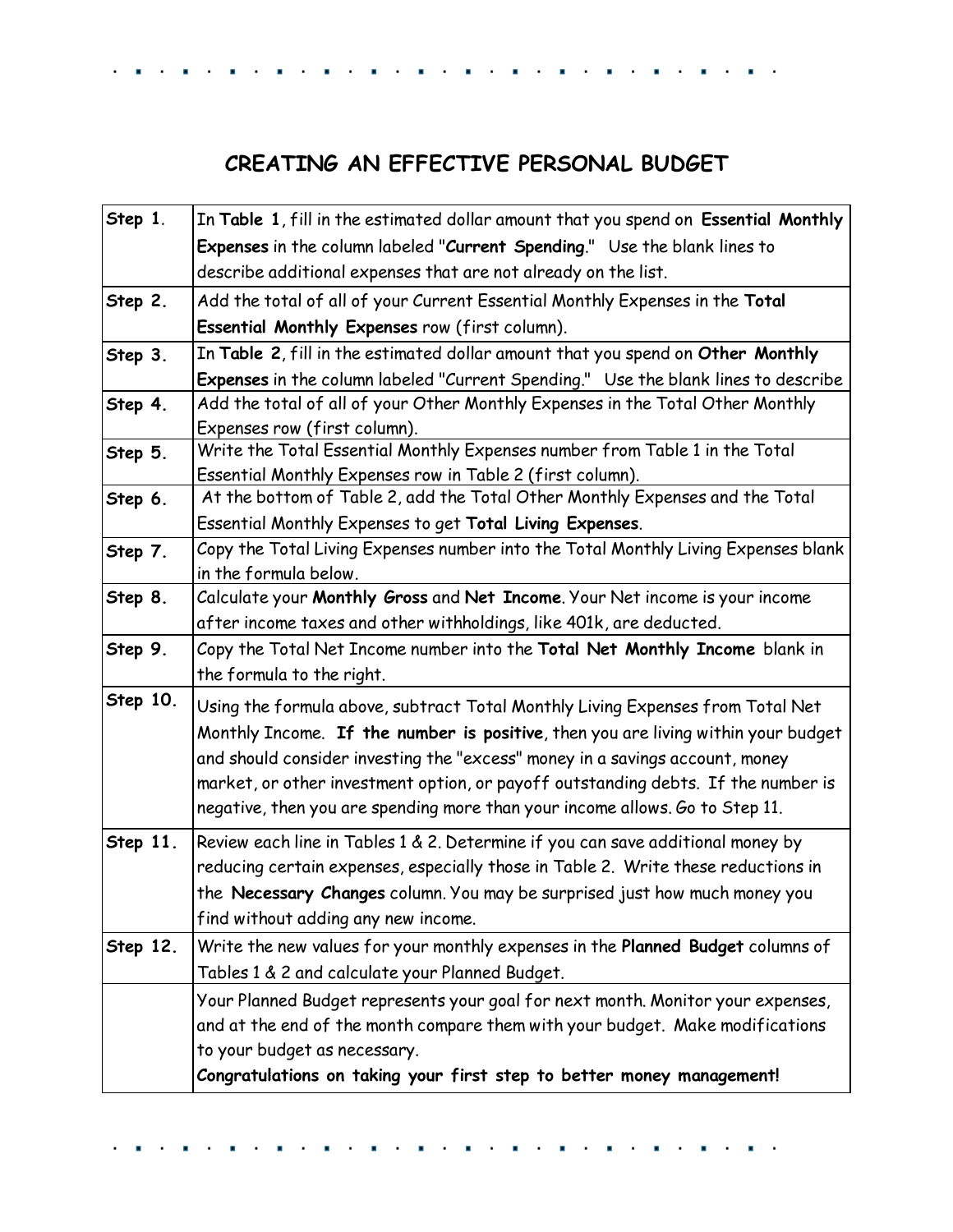# CREATING AN EFFECTIVE PERSONAL BUDGET

| | |
|---|---|
| **Step 1**. | In **Table 1**, fill in the estimated dollar amount that you spend on **Essential Monthly Expenses** in the column labeled "**Current Spending**." Use the blank lines to describe additional expenses that are not already on the list. |
| **Step 2.** | Add the total of all of your Current Essential Monthly Expenses in the **Total Essential Monthly Expenses** row (first column). |
| **Step 3.** | In **Table 2**, fill in the estimated dollar amount that you spend on **Other Monthly Expenses** in the column labeled "Current Spending." Use the blank lines to describe |
| **Step 4.** | Add the total of all of your Other Monthly Expenses in the Total Other Monthly Expenses row (first column). |
| **Step 5.** | Write the Total Essential Monthly Expenses number from Table 1 in the Total Essential Monthly Expenses row in Table 2 (first column). |
| **Step 6.** | At the bottom of Table 2, add the Total Other Monthly Expenses and the Total Essential Monthly Expenses to get **Total Living Expenses**. |
| **Step 7.** | Copy the Total Living Expenses number into the Total Monthly Living Expenses blank in the formula below. |
| **Step 8.** | Calculate your **Monthly Gross** and **Net Income**. Your Net income is your income after income taxes and other withholdings, like 401k, are deducted. |
| **Step 9.** | Copy the Total Net Income number into the **Total Net Monthly Income** blank in the formula to the right. |
| **Step 10.** | Using the formula above, subtract Total Monthly Living Expenses from Total Net Monthly Income. **If the number is positive**, then you are living within your budget and should consider investing the "excess" money in a savings account, money market, or other investment option, or payoff outstanding debts. If the number is negative, then you are spending more than your income allows. Go to Step 11. |
| **Step 11.** | Review each line in Tables 1 & 2. Determine if you can save additional money by reducing certain expenses, especially those in Table 2. Write these reductions in the **Necessary Changes** column. You may be surprised just how much money you find without adding any new income. |
| **Step 12.** | Write the new values for your monthly expenses in the **Planned Budget** columns of Tables 1 & 2 and calculate your Planned Budget. |
| | Your Planned Budget represents your goal for next month. Monitor your expenses, and at the end of the month compare them with your budget. Make modifications to your budget as necessary. **Congratulations on taking your first step to better money management!** |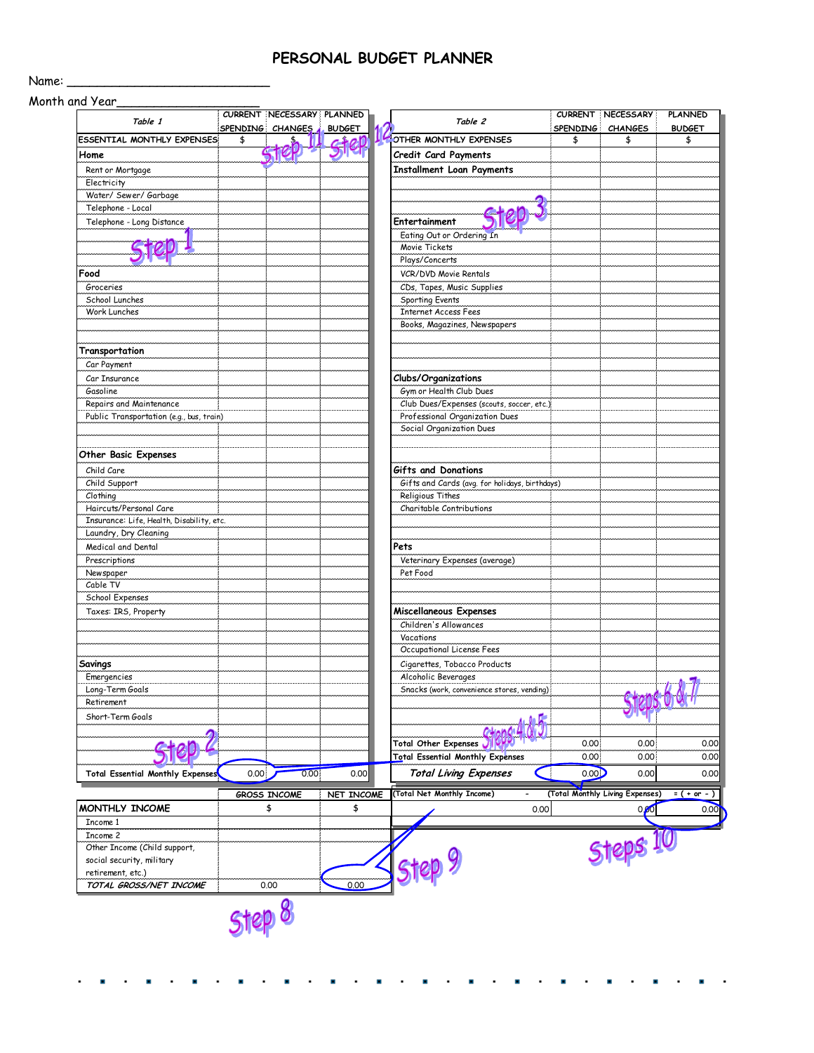# PERSONAL BUDGET PLANNER

Name: ___________________________

Month and Year___________________

| Table 1 | CURRENT SPENDING | NECESSARY CHANGES | PLANNED BUDGET |
|---|---|---|---|
| ESSENTIAL MONTHLY EXPENSES | $ | $ | $ |
| **Home** | | | |
| Rent or Mortgage | | | |
| Electricity | | | |
| Water/ Sewer/ Garbage | | | |
| Telephone - Local | | | |
| Telephone - Long Distance | | | |
| | | | |
| | | | |
| **Food** | | | |
| Groceries | | | |
| School Lunches | | | |
| Work Lunches | | | |
| | | | |
| | | | |
| **Transportation** | | | |
| Car Payment | | | |
| Car Insurance | | | |
| Gasoline | | | |
| Repairs and Maintenance | | | |
| Public Transportation (e.g., bus, train) | | | |
| | | | |
| **Other Basic Expenses** | | | |
| Child Care | | | |
| Child Support | | | |
| Clothing | | | |
| Haircuts/Personal Care | | | |
| Insurance: Life, Health, Disability, etc. | | | |
| Laundry, Dry Cleaning | | | |
| Medical and Dental | | | |
| Prescriptions | | | |
| Newspaper | | | |
| Cable TV | | | |
| School Expenses | | | |
| Taxes: IRS, Property | | | |
| | | | |
| | | | |
| **Savings** | | | |
| Emergencies | | | |
| Long-Term Goals | | | |
| Retirement | | | |
| Short-Term Goals | | | |
| | | | |
| | | | |
| Total Essential Monthly Expenses | 0.00 | 0.00 | 0.00 |

| Table 2 | CURRENT SPENDING | NECESSARY CHANGES | PLANNED BUDGET |
|---|---|---|---|
| OTHER MONTHLY EXPENSES | $ | $ | $ |
| **Credit Card Payments** | | | |
| **Installment Loan Payments** | | | |
| | | | |
| | | | |
| **Entertainment** | | | |
| Eating Out or Ordering In | | | |
| Movie Tickets | | | |
| Plays/Concerts | | | |
| VCR/DVD Movie Rentals | | | |
| CDs, Tapes, Music Supplies | | | |
| Sporting Events | | | |
| Internet Access Fees | | | |
| Books, Magazines, Newspapers | | | |
| | | | |
| | | | |
| **Clubs/Organizations** | | | |
| Gym or Health Club Dues | | | |
| Club Dues/Expenses (scouts, soccer, etc.) | | | |
| Professional Organization Dues | | | |
| Social Organization Dues | | | |
| | | | |
| **Gifts and Donations** | | | |
| Gifts and Cards (avg. for holidays, birthdays) | | | |
| Religious Tithes | | | |
| Charitable Contributions | | | |
| | | | |
| **Pets** | | | |
| Veterinary Expenses (average) | | | |
| Pet Food | | | |
| | | | |
| **Miscellaneous Expenses** | | | |
| Children's Allowances | | | |
| Vacations | | | |
| Occupational License Fees | | | |
| Cigarettes, Tobacco Products | | | |
| Alcoholic Beverages | | | |
| Snacks (work, convenience stores, vending) | | | |
| | | | |
| | | | |
| Total Other Expenses | 0.00 | 0.00 | 0.00 |
| Total Essential Monthly Expenses | 0.00 | 0.00 | 0.00 |
| ***Total Living Expenses*** | 0.00 | 0.00 | 0.00 |

| MONTHLY INCOME | GROSS INCOME | NET INCOME |
|---|---|---|
| | $ | $ |
| Income 1 | | |
| Income 2 | | |
| Other Income (Child support, social security, military retirement, etc.) | | |
| *TOTAL GROSS/NET INCOME* | 0.00 | 0.00 |

| (Total Net Monthly Income) | - (Total Monthly Living Expenses) | = ( + or - ) |
|---|---|---|
| 0.00 | 0.00 | 0.00 |

Step 1, Step 2, Step 3, Steps 4 & 5, Steps 6 & 7, Step 8, Step 9, Steps 10, Step 11, Step 12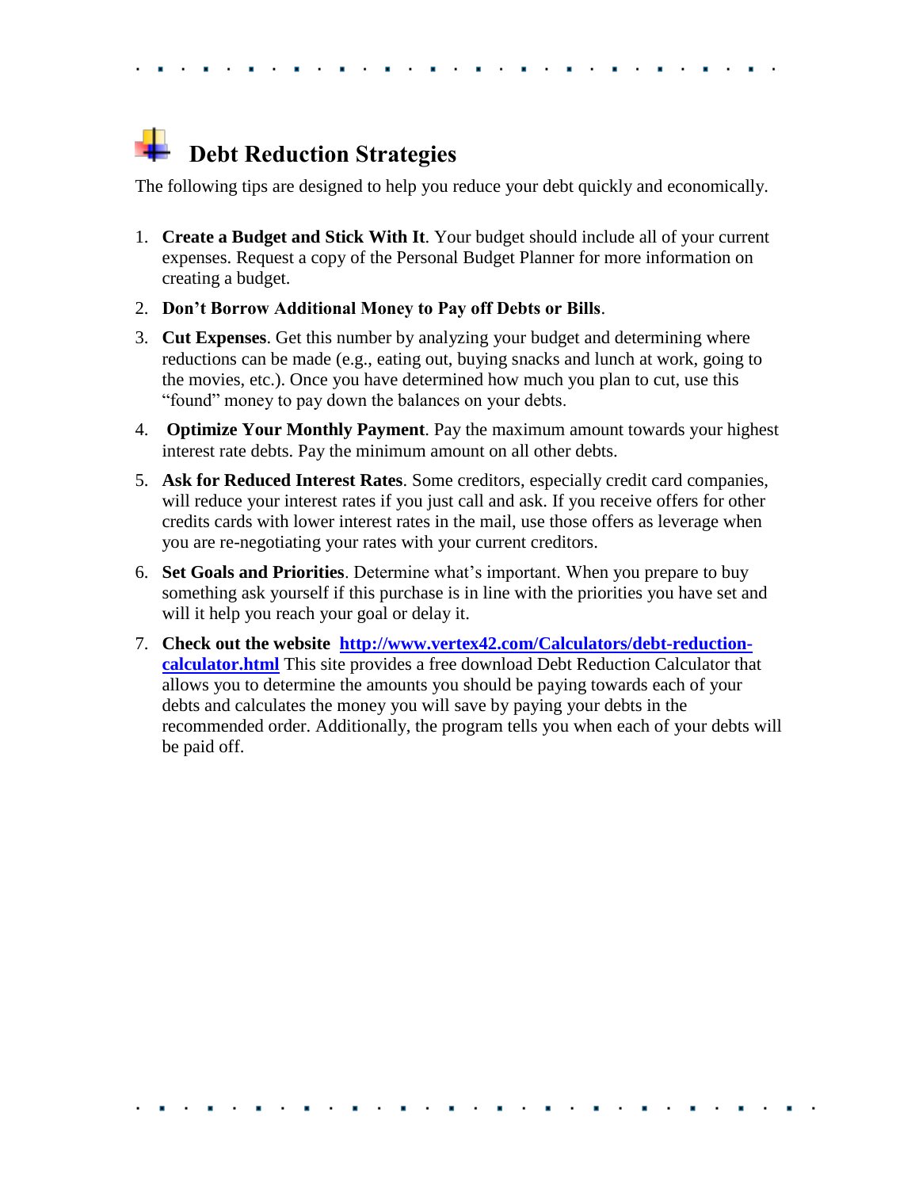# Debt Reduction Strategies

The following tips are designed to help you reduce your debt quickly and economically.

1. **Create a Budget and Stick With It**. Your budget should include all of your current expenses. Request a copy of the Personal Budget Planner for more information on creating a budget.
2. **Don't Borrow Additional Money to Pay off Debts or Bills**.
3. **Cut Expenses**. Get this number by analyzing your budget and determining where reductions can be made (e.g., eating out, buying snacks and lunch at work, going to the movies, etc.). Once you have determined how much you plan to cut, use this "found" money to pay down the balances on your debts.
4. **Optimize Your Monthly Payment**. Pay the maximum amount towards your highest interest rate debts. Pay the minimum amount on all other debts.
5. **Ask for Reduced Interest Rates**. Some creditors, especially credit card companies, will reduce your interest rates if you just call and ask. If you receive offers for other credits cards with lower interest rates in the mail, use those offers as leverage when you are re-negotiating your rates with your current creditors.
6. **Set Goals and Priorities**. Determine what's important. When you prepare to buy something ask yourself if this purchase is in line with the priorities you have set and will it help you reach your goal or delay it.
7. **Check out the website** [**http://www.vertex42.com/Calculators/debt-reduction-calculator.html**](http://www.vertex42.com/Calculators/debt-reduction-calculator.html) This site provides a free download Debt Reduction Calculator that allows you to determine the amounts you should be paying towards each of your debts and calculates the money you will save by paying your debts in the recommended order. Additionally, the program tells you when each of your debts will be paid off.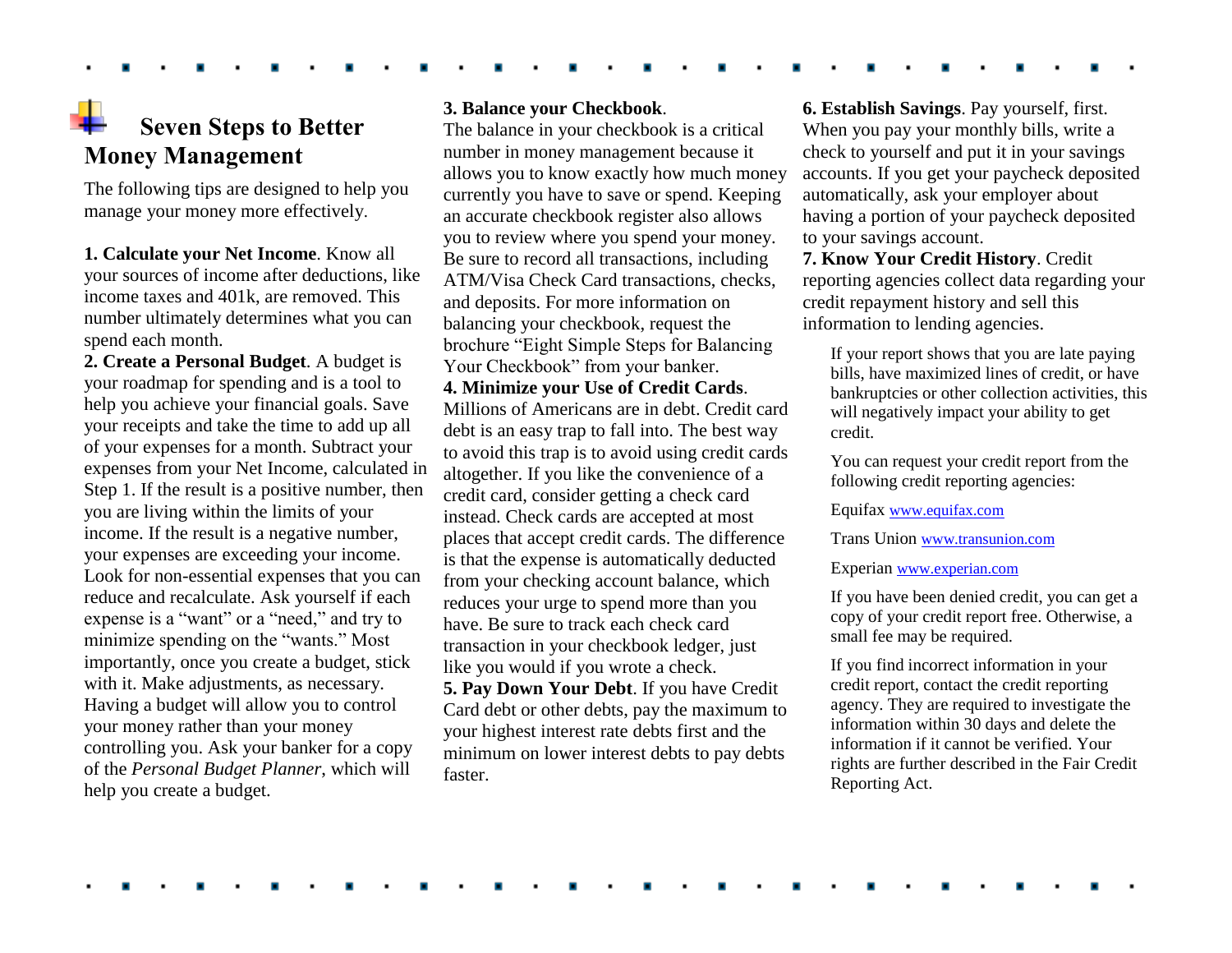# Seven Steps to Better Money Management

The following tips are designed to help you manage your money more effectively.

**1. Calculate your Net Income**. Know all your sources of income after deductions, like income taxes and 401k, are removed. This number ultimately determines what you can spend each month.

**2. Create a Personal Budget**. A budget is your roadmap for spending and is a tool to help you achieve your financial goals. Save your receipts and take the time to add up all of your expenses for a month. Subtract your expenses from your Net Income, calculated in Step 1. If the result is a positive number, then you are living within the limits of your income. If the result is a negative number, your expenses are exceeding your income. Look for non-essential expenses that you can reduce and recalculate. Ask yourself if each expense is a "want" or a "need," and try to minimize spending on the "wants." Most importantly, once you create a budget, stick with it. Make adjustments, as necessary. Having a budget will allow you to control your money rather than your money controlling you. Ask your banker for a copy of the *Personal Budget Planner*, which will help you create a budget.

**3. Balance your Checkbook**. The balance in your checkbook is a critical number in money management because it allows you to know exactly how much money currently you have to save or spend. Keeping an accurate checkbook register also allows you to review where you spend your money. Be sure to record all transactions, including ATM/Visa Check Card transactions, checks, and deposits. For more information on balancing your checkbook, request the brochure "Eight Simple Steps for Balancing Your Checkbook" from your banker.

**4. Minimize your Use of Credit Cards**. Millions of Americans are in debt. Credit card debt is an easy trap to fall into. The best way to avoid this trap is to avoid using credit cards altogether. If you like the convenience of a credit card, consider getting a check card instead. Check cards are accepted at most places that accept credit cards. The difference is that the expense is automatically deducted from your checking account balance, which reduces your urge to spend more than you have. Be sure to track each check card transaction in your checkbook ledger, just like you would if you wrote a check.

**5. Pay Down Your Debt**. If you have Credit Card debt or other debts, pay the maximum to your highest interest rate debts first and the minimum on lower interest debts to pay debts faster.

**6. Establish Savings**. Pay yourself, first. When you pay your monthly bills, write a check to yourself and put it in your savings accounts. If you get your paycheck deposited automatically, ask your employer about having a portion of your paycheck deposited to your savings account.

**7. Know Your Credit History**. Credit reporting agencies collect data regarding your credit repayment history and sell this information to lending agencies.

If your report shows that you are late paying bills, have maximized lines of credit, or have bankruptcies or other collection activities, this will negatively impact your ability to get credit.

You can request your credit report from the following credit reporting agencies:

Equifax www.equifax.com

Trans Union www.transunion.com

Experian www.experian.com

If you have been denied credit, you can get a copy of your credit report free. Otherwise, a small fee may be required.

If you find incorrect information in your credit report, contact the credit reporting agency. They are required to investigate the information within 30 days and delete the information if it cannot be verified. Your rights are further described in the Fair Credit Reporting Act.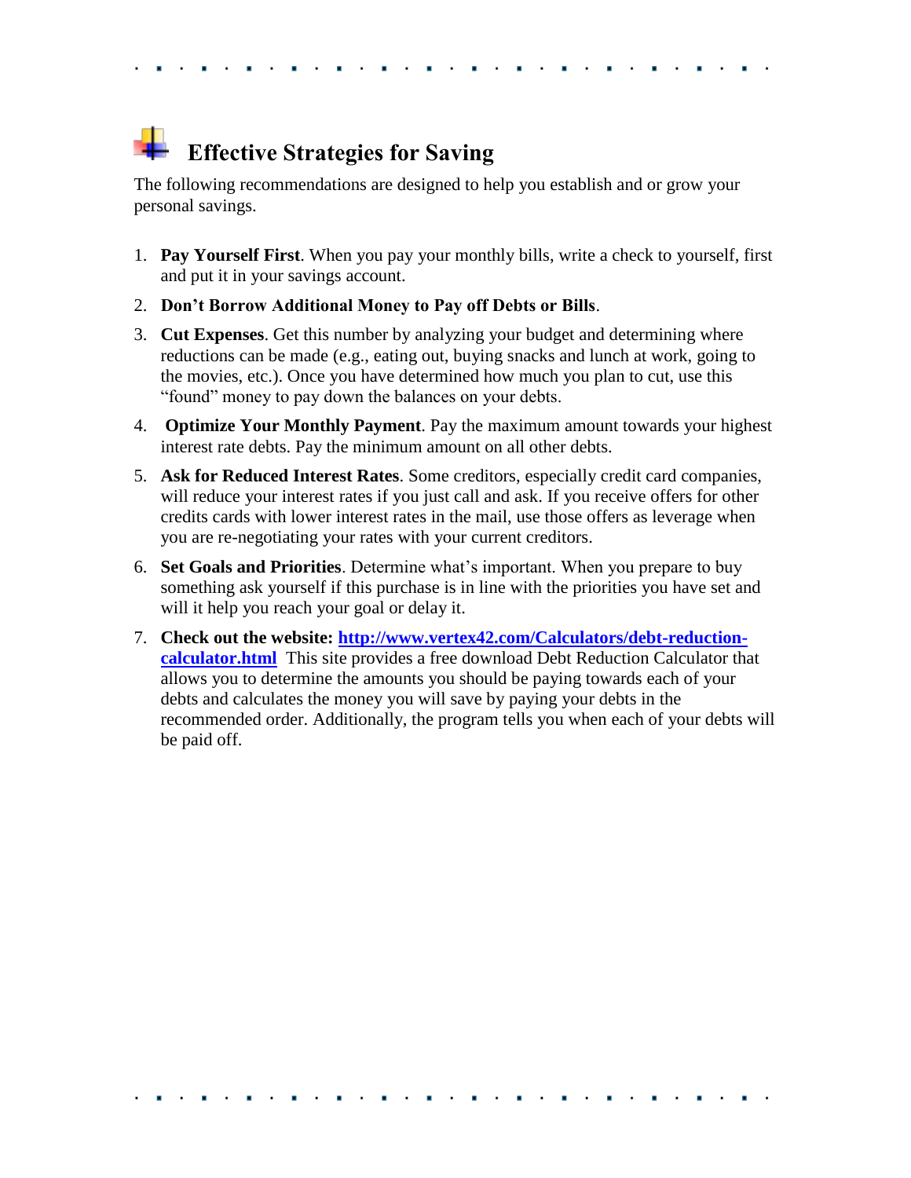## Effective Strategies for Saving

The following recommendations are designed to help you establish and or grow your personal savings.

1. **Pay Yourself First**. When you pay your monthly bills, write a check to yourself, first and put it in your savings account.
2. **Don't Borrow Additional Money to Pay off Debts or Bills**.
3. **Cut Expenses**. Get this number by analyzing your budget and determining where reductions can be made (e.g., eating out, buying snacks and lunch at work, going to the movies, etc.). Once you have determined how much you plan to cut, use this "found" money to pay down the balances on your debts.
4. **Optimize Your Monthly Payment**. Pay the maximum amount towards your highest interest rate debts. Pay the minimum amount on all other debts.
5. **Ask for Reduced Interest Rates**. Some creditors, especially credit card companies, will reduce your interest rates if you just call and ask. If you receive offers for other credits cards with lower interest rates in the mail, use those offers as leverage when you are re-negotiating your rates with your current creditors.
6. **Set Goals and Priorities**. Determine what's important. When you prepare to buy something ask yourself if this purchase is in line with the priorities you have set and will it help you reach your goal or delay it.
7. **Check out the website: [http://www.vertex42.com/Calculators/debt-reduction-calculator.html](http://www.vertex42.com/Calculators/debt-reduction-calculator.html)** This site provides a free download Debt Reduction Calculator that allows you to determine the amounts you should be paying towards each of your debts and calculates the money you will save by paying your debts in the recommended order. Additionally, the program tells you when each of your debts will be paid off.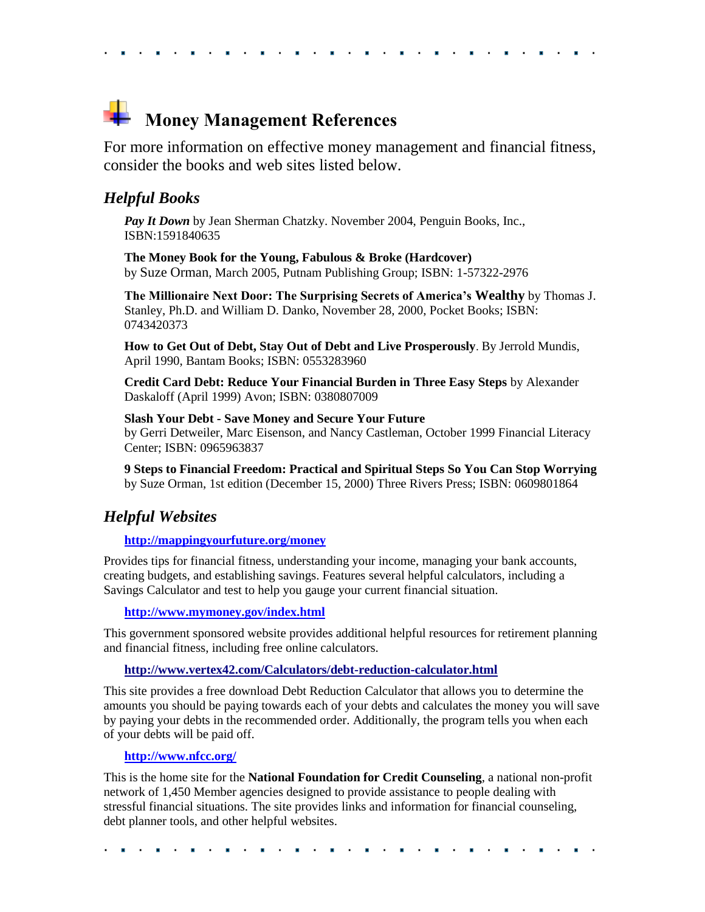## Money Management References

For more information on effective money management and financial fitness, consider the books and web sites listed below.

### *Helpful Books*

***Pay It Down*** by Jean Sherman Chatzky. November 2004, Penguin Books, Inc., ISBN:1591840635

**The Money Book for the Young, Fabulous & Broke (Hardcover)**
by Suze Orman, March 2005, Putnam Publishing Group; ISBN: 1-57322-2976

**The Millionaire Next Door: The Surprising Secrets of America's Wealthy** by Thomas J. Stanley, Ph.D. and William D. Danko, November 28, 2000, Pocket Books; ISBN: 0743420373

**How to Get Out of Debt, Stay Out of Debt and Live Prosperously**. By Jerrold Mundis, April 1990, Bantam Books; ISBN: 0553283960

**Credit Card Debt: Reduce Your Financial Burden in Three Easy Steps** by Alexander Daskaloff (April 1999) Avon; ISBN: 0380807009

**Slash Your Debt - Save Money and Secure Your Future**
by Gerri Detweiler, Marc Eisenson, and Nancy Castleman, October 1999 Financial Literacy Center; ISBN: 0965963837

**9 Steps to Financial Freedom: Practical and Spiritual Steps So You Can Stop Worrying** by Suze Orman, 1st edition (December 15, 2000) Three Rivers Press; ISBN: 0609801864

### *Helpful Websites*

**http://mappingyourfuture.org/money**

Provides tips for financial fitness, understanding your income, managing your bank accounts, creating budgets, and establishing savings. Features several helpful calculators, including a Savings Calculator and test to help you gauge your current financial situation.

**http://www.mymoney.gov/index.html**

This government sponsored website provides additional helpful resources for retirement planning and financial fitness, including free online calculators.

**http://www.vertex42.com/Calculators/debt-reduction-calculator.html**

This site provides a free download Debt Reduction Calculator that allows you to determine the amounts you should be paying towards each of your debts and calculates the money you will save by paying your debts in the recommended order. Additionally, the program tells you when each of your debts will be paid off.

**http://www.nfcc.org/**

This is the home site for the **National Foundation for Credit Counseling**, a national non-profit network of 1,450 Member agencies designed to provide assistance to people dealing with stressful financial situations. The site provides links and information for financial counseling, debt planner tools, and other helpful websites.